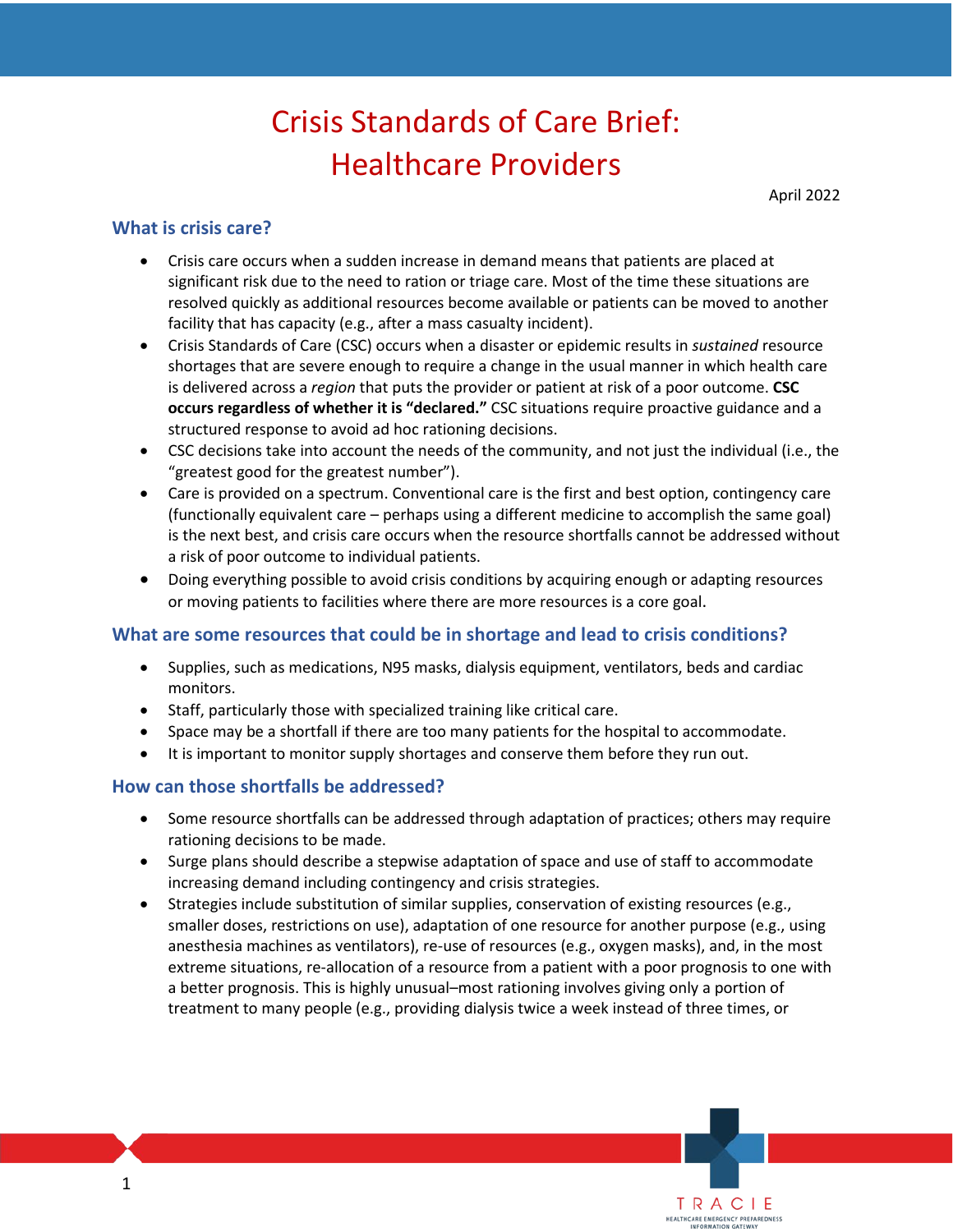# Crisis Standards of Care Brief: Healthcare Providers

April 2022

## What is crisis care?

- Crisis care occurs when a sudden increase in demand means that patients are placed at significant risk due to the need to ration or triage care. Most of the time these situations are resolved quickly as additional resources become available or patients can be moved to another facility that has capacity (e.g., after a mass casualty incident).
- Crisis Standards of Care (CSC) occurs when a disaster or epidemic results in *sustained* resource shortages that are severe enough to require a change in the usual manner in which health care is delivered across a *region* that puts the provider or patient at risk of a poor outcome. **CSC occurs regardless of whether it is "declared."** CSC situations require proactive guidance and a structured response to avoid ad hoc rationing decisions.
- CSC decisions take into account the needs of the community, and not just the individual (i.e., the "greatest good for the greatest number").
- Care is provided on a spectrum. Conventional care is the first and best option, contingency care (functionally equivalent care – perhaps using a different medicine to accomplish the same goal) is the next best, and crisis care occurs when the resource shortfalls cannot be addressed without a risk of poor outcome to individual patients.
- Doing everything possible to avoid crisis conditions by acquiring enough or adapting resources or moving patients to facilities where there are more resources is a core goal.

## What are some resources that could be in shortage and lead to crisis conditions?

- Supplies, such as medications, N95 masks, dialysis equipment, ventilators, beds and cardiac monitors.
- Staff, particularly those with specialized training like critical care.
- Space may be a shortfall if there are too many patients for the hospital to accommodate.
- It is important to monitor supply shortages and conserve them before they run out.

## How can those shortfalls be addressed?

- Some resource shortfalls can be addressed through adaptation of practices; others may require rationing decisions to be made.
- Surge plans should describe a stepwise adaptation of space and use of staff to accommodate increasing demand including contingency and crisis strategies.
- Strategies include substitution of similar supplies, conservation of existing resources (e.g., smaller doses, restrictions on use), adaptation of one resource for another purpose (e.g., using anesthesia machines as ventilators), re-use of resources (e.g., oxygen masks), and, in the most extreme situations, re-allocation of a resource from a patient with a poor prognosis to one with a better prognosis. This is highly unusual–most rationing involves giving only a portion of treatment to many people (e.g., providing dialysis twice a week instead of three times, or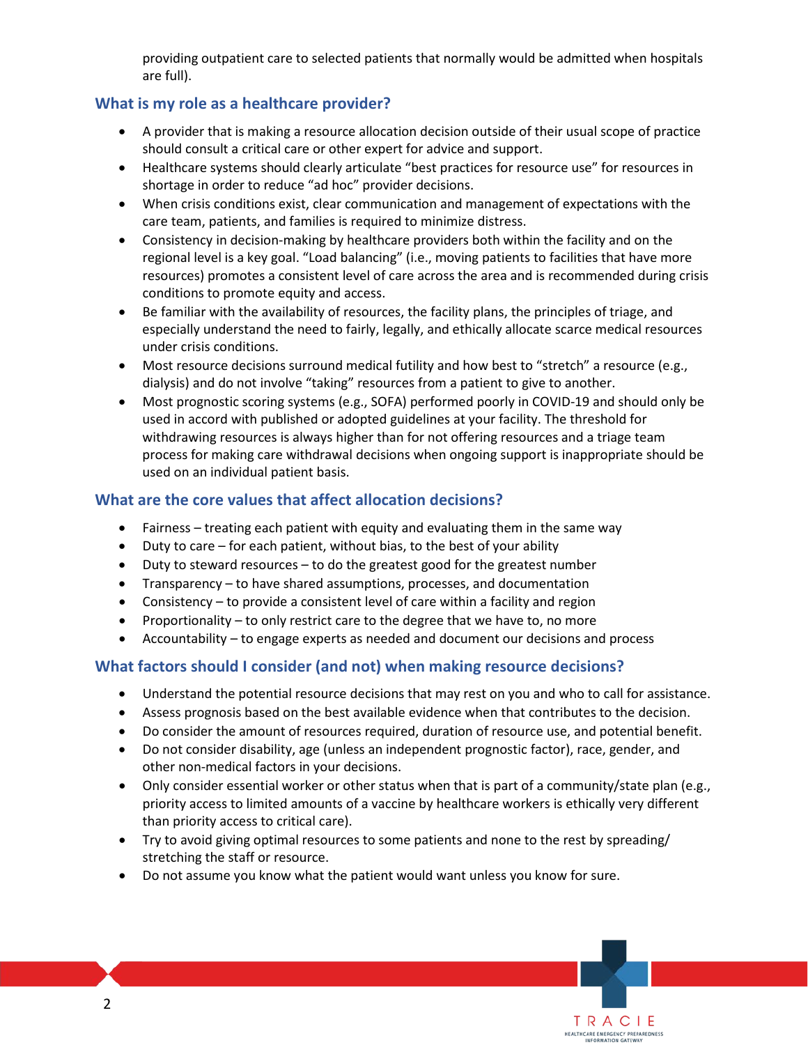providing outpatient care to selected patients that normally would be admitted when hospitals are full).

### What is my role as a healthcare provider?

- A provider that is making a resource allocation decision outside of their usual scope of practice should consult a critical care or other expert for advice and support.
- Healthcare systems should clearly articulate "best practices for resource use" for resources in shortage in order to reduce "ad hoc" provider decisions.
- When crisis conditions exist, clear communication and management of expectations with the care team, patients, and families is required to minimize distress.
- Consistency in decision-making by healthcare providers both within the facility and on the regional level is a key goal. "Load balancing" (i.e., moving patients to facilities that have more resources) promotes a consistent level of care across the area and is recommended during crisis conditions to promote equity and access.
- Be familiar with the availability of resources, the facility plans, the principles of triage, and especially understand the need to fairly, legally, and ethically allocate scarce medical resources under crisis conditions.
- Most resource decisions surround medical futility and how best to "stretch" a resource (e.g., dialysis) and do not involve "taking" resources from a patient to give to another.
- Most prognostic scoring systems (e.g., SOFA) performed poorly in COVID-19 and should only be used in accord with published or adopted guidelines at your facility. The threshold for withdrawing resources is always higher than for not offering resources and a triage team process for making care withdrawal decisions when ongoing support is inappropriate should be used on an individual patient basis.

### What are the core values that affect allocation decisions?

- Fairness – treating each patient with equity and evaluating them in the same way
- Duty to care – for each patient, without bias, to the best of your ability
- Duty to steward resources – to do the greatest good for the greatest number
- Transparency – to have shared assumptions, processes, and documentation
- Consistency – to provide a consistent level of care within a facility and region
- Proportionality – to only restrict care to the degree that we have to, no more
- Accountability – to engage experts as needed and document our decisions and process

### What factors should I consider (and not) when making resource decisions?

- Understand the potential resource decisions that may rest on you and who to call for assistance.
- Assess prognosis based on the best available evidence when that contributes to the decision.
- Do consider the amount of resources required, duration of resource use, and potential benefit.
- Do not consider disability, age (unless an independent prognostic factor), race, gender, and other non-medical factors in your decisions.
- Only consider essential worker or other status when that is part of a community/state plan (e.g., priority access to limited amounts of a vaccine by healthcare workers is ethically very different than priority access to critical care).
- Try to avoid giving optimal resources to some patients and none to the rest by spreading/ stretching the staff or resource.
- Do not assume you know what the patient would want unless you know for sure.